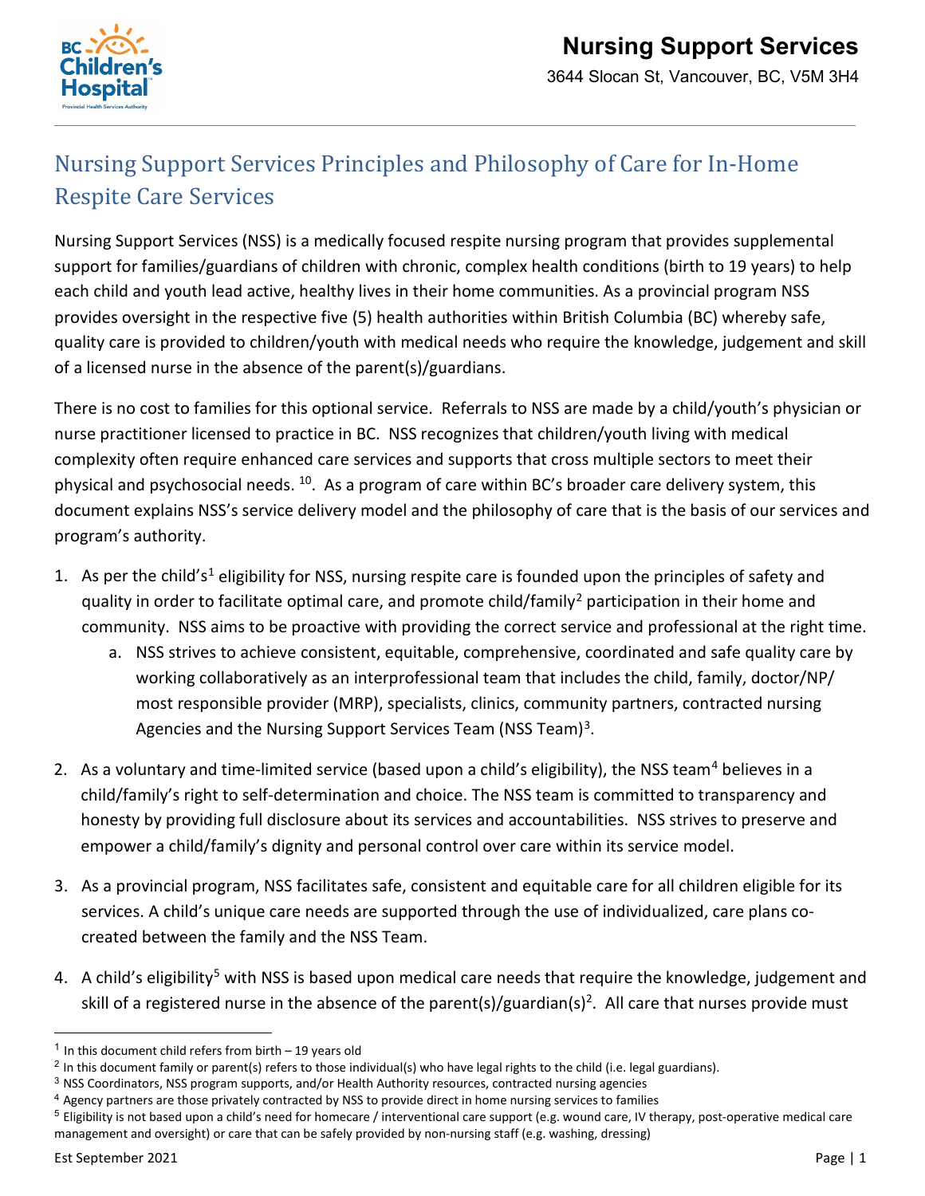# Nursing Support Services

3644 Slocan St, Vancouver, BC, V5M 3H4

## Nursing Support Services Principles and Philosophy of Care for In-Home Respite Care Services

Nursing Support Services (NSS) is a medically focused respite nursing program that provides supplemental support for families/guardians of children with chronic, complex health conditions (birth to 19 years) to help each child and youth lead active, healthy lives in their home communities. As a provincial program NSS provides oversight in the respective five (5) health authorities within British Columbia (BC) whereby safe, quality care is provided to children/youth with medical needs who require the knowledge, judgement and skill of a licensed nurse in the absence of the parent(s)/guardians.

There is no cost to families for this optional service. Referrals to NSS are made by a child/youth's physician or nurse practitioner licensed to practice in BC. NSS recognizes that children/youth living with medical complexity often require enhanced care services and supports that cross multiple sectors to meet their physical and psychosocial needs. [10]. As a program of care within BC's broader care delivery system, this document explains NSS's service delivery model and the philosophy of care that is the basis of our services and program's authority.

1. As per the child's[1] eligibility for NSS, nursing respite care is founded upon the principles of safety and quality in order to facilitate optimal care, and promote child/family[2] participation in their home and community. NSS aims to be proactive with providing the correct service and professional at the right time.
   a. NSS strives to achieve consistent, equitable, comprehensive, coordinated and safe quality care by working collaboratively as an interprofessional team that includes the child, family, doctor/NP/ most responsible provider (MRP), specialists, clinics, community partners, contracted nursing Agencies and the Nursing Support Services Team (NSS Team)[3].
2. As a voluntary and time-limited service (based upon a child's eligibility), the NSS team[4] believes in a child/family's right to self-determination and choice. The NSS team is committed to transparency and honesty by providing full disclosure about its services and accountabilities. NSS strives to preserve and empower a child/family's dignity and personal control over care within its service model.
3. As a provincial program, NSS facilitates safe, consistent and equitable care for all children eligible for its services. A child's unique care needs are supported through the use of individualized, care plans co-created between the family and the NSS Team.
4. A child's eligibility[5] with NSS is based upon medical care needs that require the knowledge, judgement and skill of a registered nurse in the absence of the parent(s)/guardian(s)[2]. All care that nurses provide must

---

[1] In this document child refers from birth – 19 years old

[2] In this document family or parent(s) refers to those individual(s) who have legal rights to the child (i.e. legal guardians).

[3] NSS Coordinators, NSS program supports, and/or Health Authority resources, contracted nursing agencies

[4] Agency partners are those privately contracted by NSS to provide direct in home nursing services to families

[5] Eligibility is not based upon a child's need for homecare / interventional care support (e.g. wound care, IV therapy, post-operative medical care management and oversight) or care that can be safely provided by non-nursing staff (e.g. washing, dressing)

Est September 2021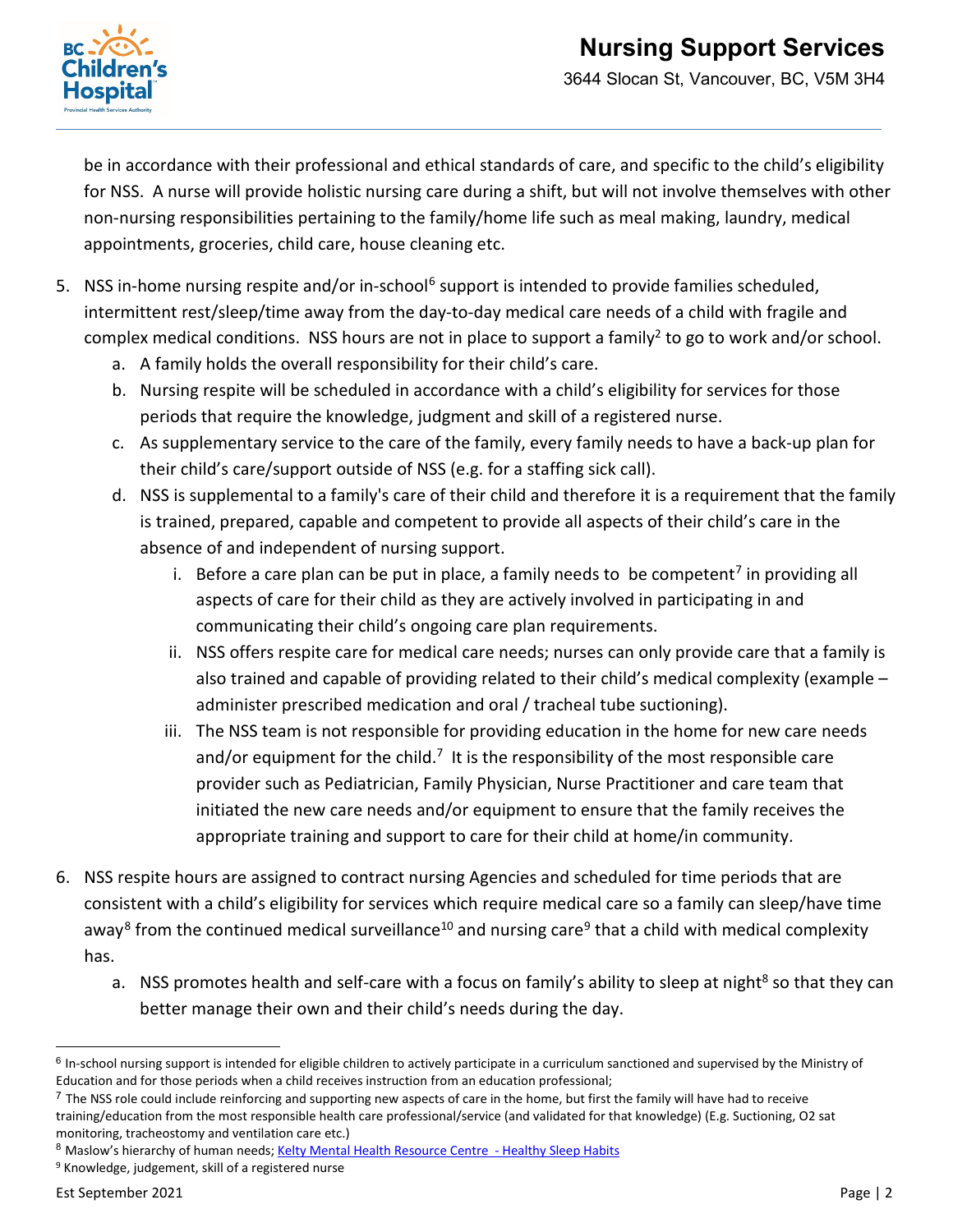be in accordance with their professional and ethical standards of care, and specific to the child's eligibility for NSS. A nurse will provide holistic nursing care during a shift, but will not involve themselves with other non-nursing responsibilities pertaining to the family/home life such as meal making, laundry, medical appointments, groceries, child care, house cleaning etc.

5. NSS in-home nursing respite and/or in-school[6] support is intended to provide families scheduled, intermittent rest/sleep/time away from the day-to-day medical care needs of a child with fragile and complex medical conditions. NSS hours are not in place to support a family[2] to go to work and/or school.
   a. A family holds the overall responsibility for their child's care.
   b. Nursing respite will be scheduled in accordance with a child's eligibility for services for those periods that require the knowledge, judgment and skill of a registered nurse.
   c. As supplementary service to the care of the family, every family needs to have a back-up plan for their child's care/support outside of NSS (e.g. for a staffing sick call).
   d. NSS is supplemental to a family's care of their child and therefore it is a requirement that the family is trained, prepared, capable and competent to provide all aspects of their child's care in the absence of and independent of nursing support.
      i. Before a care plan can be put in place, a family needs to be competent[7] in providing all aspects of care for their child as they are actively involved in participating in and communicating their child's ongoing care plan requirements.
      ii. NSS offers respite care for medical care needs; nurses can only provide care that a family is also trained and capable of providing related to their child's medical complexity (example – administer prescribed medication and oral / tracheal tube suctioning).
      iii. The NSS team is not responsible for providing education in the home for new care needs and/or equipment for the child.[7] It is the responsibility of the most responsible care provider such as Pediatrician, Family Physician, Nurse Practitioner and care team that initiated the new care needs and/or equipment to ensure that the family receives the appropriate training and support to care for their child at home/in community.

6. NSS respite hours are assigned to contract nursing Agencies and scheduled for time periods that are consistent with a child's eligibility for services which require medical care so a family can sleep/have time away[8] from the continued medical surveillance[10] and nursing care[9] that a child with medical complexity has.
   a. NSS promotes health and self-care with a focus on family's ability to sleep at night[8] so that they can better manage their own and their child's needs during the day.

---

[6] In-school nursing support is intended for eligible children to actively participate in a curriculum sanctioned and supervised by the Ministry of Education and for those periods when a child receives instruction from an education professional;

[7] The NSS role could include reinforcing and supporting new aspects of care in the home, but first the family will have had to receive training/education from the most responsible health care professional/service (and validated for that knowledge) (E.g. Suctioning, O2 sat monitoring, tracheostomy and ventilation care etc.)

[8] Maslow's hierarchy of human needs; Kelty Mental Health Resource Centre - Healthy Sleep Habits

[9] Knowledge, judgement, skill of a registered nurse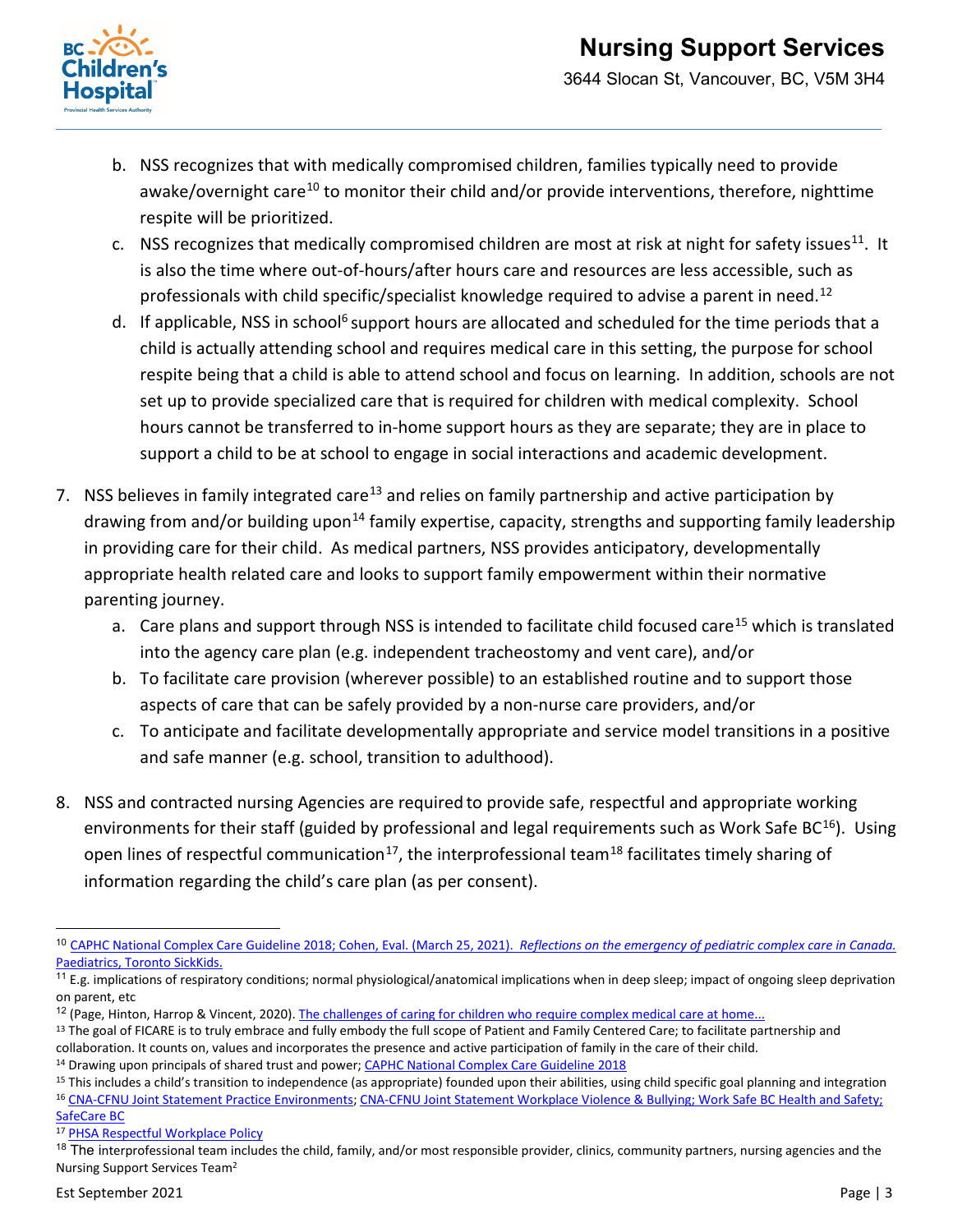b. NSS recognizes that with medically compromised children, families typically need to provide awake/overnight care[10] to monitor their child and/or provide interventions, therefore, nighttime respite will be prioritized.
   c. NSS recognizes that medically compromised children are most at risk at night for safety issues[11]. It is also the time where out-of-hours/after hours care and resources are less accessible, such as professionals with child specific/specialist knowledge required to advise a parent in need.[12]
   d. If applicable, NSS in school[6] support hours are allocated and scheduled for the time periods that a child is actually attending school and requires medical care in this setting, the purpose for school respite being that a child is able to attend school and focus on learning. In addition, schools are not set up to provide specialized care that is required for children with medical complexity. School hours cannot be transferred to in-home support hours as they are separate; they are in place to support a child to be at school to engage in social interactions and academic development.

7. NSS believes in family integrated care[13] and relies on family partnership and active participation by drawing from and/or building upon[14] family expertise, capacity, strengths and supporting family leadership in providing care for their child. As medical partners, NSS provides anticipatory, developmentally appropriate health related care and looks to support family empowerment within their normative parenting journey.
   a. Care plans and support through NSS is intended to facilitate child focused care[15] which is translated into the agency care plan (e.g. independent tracheostomy and vent care), and/or
   b. To facilitate care provision (wherever possible) to an established routine and to support those aspects of care that can be safely provided by a non-nurse care providers, and/or
   c. To anticipate and facilitate developmentally appropriate and service model transitions in a positive and safe manner (e.g. school, transition to adulthood).

8. NSS and contracted nursing Agencies are required to provide safe, respectful and appropriate working environments for their staff (guided by professional and legal requirements such as Work Safe BC[16]). Using open lines of respectful communication[17], the interprofessional team[18] facilitates timely sharing of information regarding the child's care plan (as per consent).

---

[10] CAPHC National Complex Care Guideline 2018; Cohen, Eval. (March 25, 2021). *Reflections on the emergency of pediatric complex care in Canada.* Paediatrics, Toronto SickKids.

[11] E.g. implications of respiratory conditions; normal physiological/anatomical implications when in deep sleep; impact of ongoing sleep deprivation on parent, etc

[12] (Page, Hinton, Harrop & Vincent, 2020). The challenges of caring for children who require complex medical care at home...

[13] The goal of FICARE is to truly embrace and fully embody the full scope of Patient and Family Centered Care; to facilitate partnership and collaboration. It counts on, values and incorporates the presence and active participation of family in the care of their child.

[14] Drawing upon principals of shared trust and power; CAPHC National Complex Care Guideline 2018

[15] This includes a child's transition to independence (as appropriate) founded upon their abilities, using child specific goal planning and integration

[16] CNA-CFNU Joint Statement Practice Environments; CNA-CFNU Joint Statement Workplace Violence & Bullying; Work Safe BC Health and Safety; SafeCare BC

[17] PHSA Respectful Workplace Policy

[18] The interprofessional team includes the child, family, and/or most responsible provider, clinics, community partners, nursing agencies and the Nursing Support Services Team[2]

Est September 2021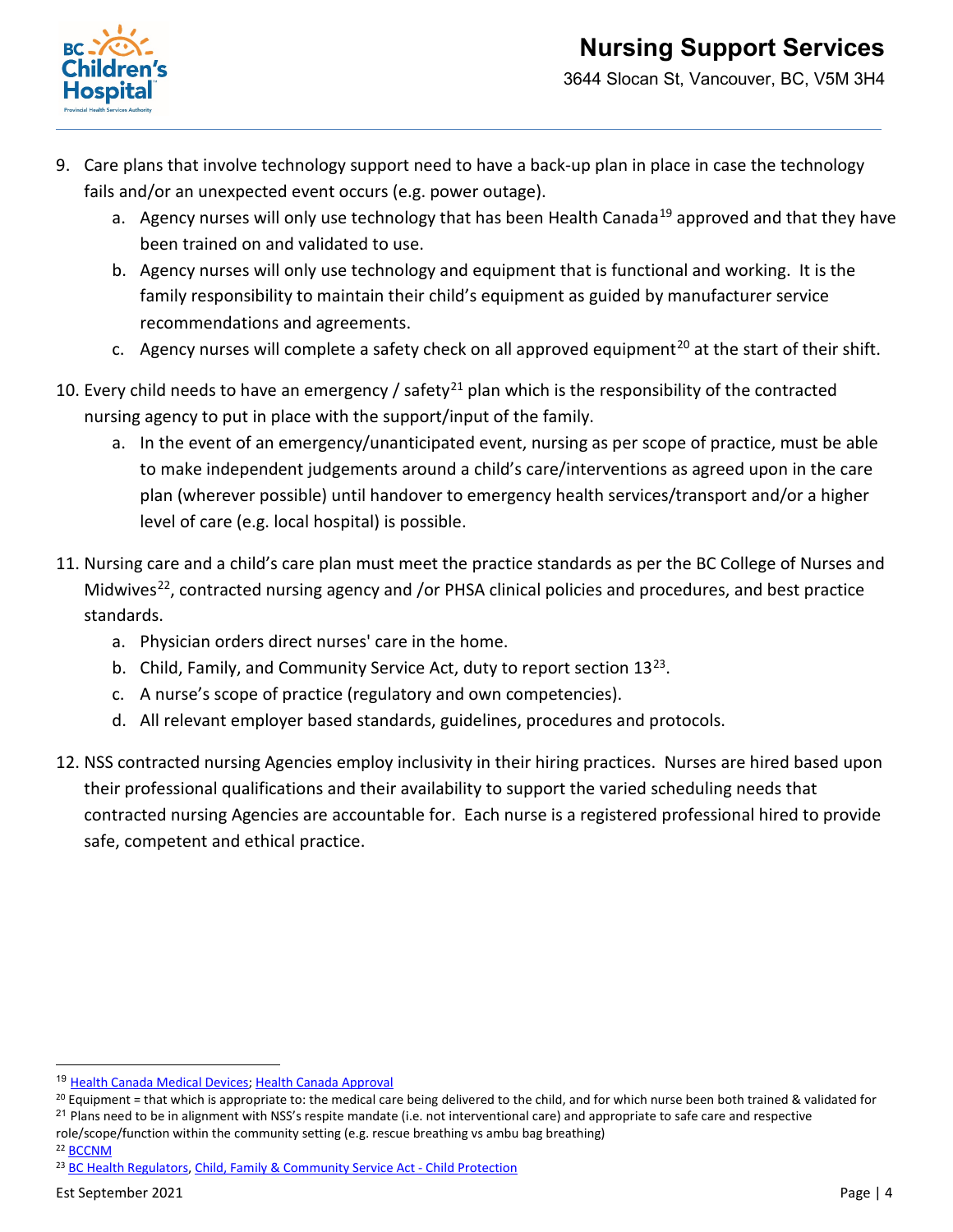9. Care plans that involve technology support need to have a back-up plan in place in case the technology fails and/or an unexpected event occurs (e.g. power outage).
   a. Agency nurses will only use technology that has been Health Canada[19] approved and that they have been trained on and validated to use.
   b. Agency nurses will only use technology and equipment that is functional and working. It is the family responsibility to maintain their child's equipment as guided by manufacturer service recommendations and agreements.
   c. Agency nurses will complete a safety check on all approved equipment[20] at the start of their shift.

10. Every child needs to have an emergency / safety[21] plan which is the responsibility of the contracted nursing agency to put in place with the support/input of the family.
    a. In the event of an emergency/unanticipated event, nursing as per scope of practice, must be able to make independent judgements around a child's care/interventions as agreed upon in the care plan (wherever possible) until handover to emergency health services/transport and/or a higher level of care (e.g. local hospital) is possible.

11. Nursing care and a child's care plan must meet the practice standards as per the BC College of Nurses and Midwives[22], contracted nursing agency and /or PHSA clinical policies and procedures, and best practice standards.
    a. Physician orders direct nurses' care in the home.
    b. Child, Family, and Community Service Act, duty to report section 13[23].
    c. A nurse's scope of practice (regulatory and own competencies).
    d. All relevant employer based standards, guidelines, procedures and protocols.

12. NSS contracted nursing Agencies employ inclusivity in their hiring practices. Nurses are hired based upon their professional qualifications and their availability to support the varied scheduling needs that contracted nursing Agencies are accountable for. Each nurse is a registered professional hired to provide safe, competent and ethical practice.

---

[19] Health Canada Medical Devices; Health Canada Approval

[20] Equipment = that which is appropriate to: the medical care being delivered to the child, and for which nurse been both trained & validated for

[21] Plans need to be in alignment with NSS's respite mandate (i.e. not interventional care) and appropriate to safe care and respective role/scope/function within the community setting (e.g. rescue breathing vs ambu bag breathing)

[22] BCCNM

[23] BC Health Regulators, Child, Family & Community Service Act - Child Protection

Est September 2021